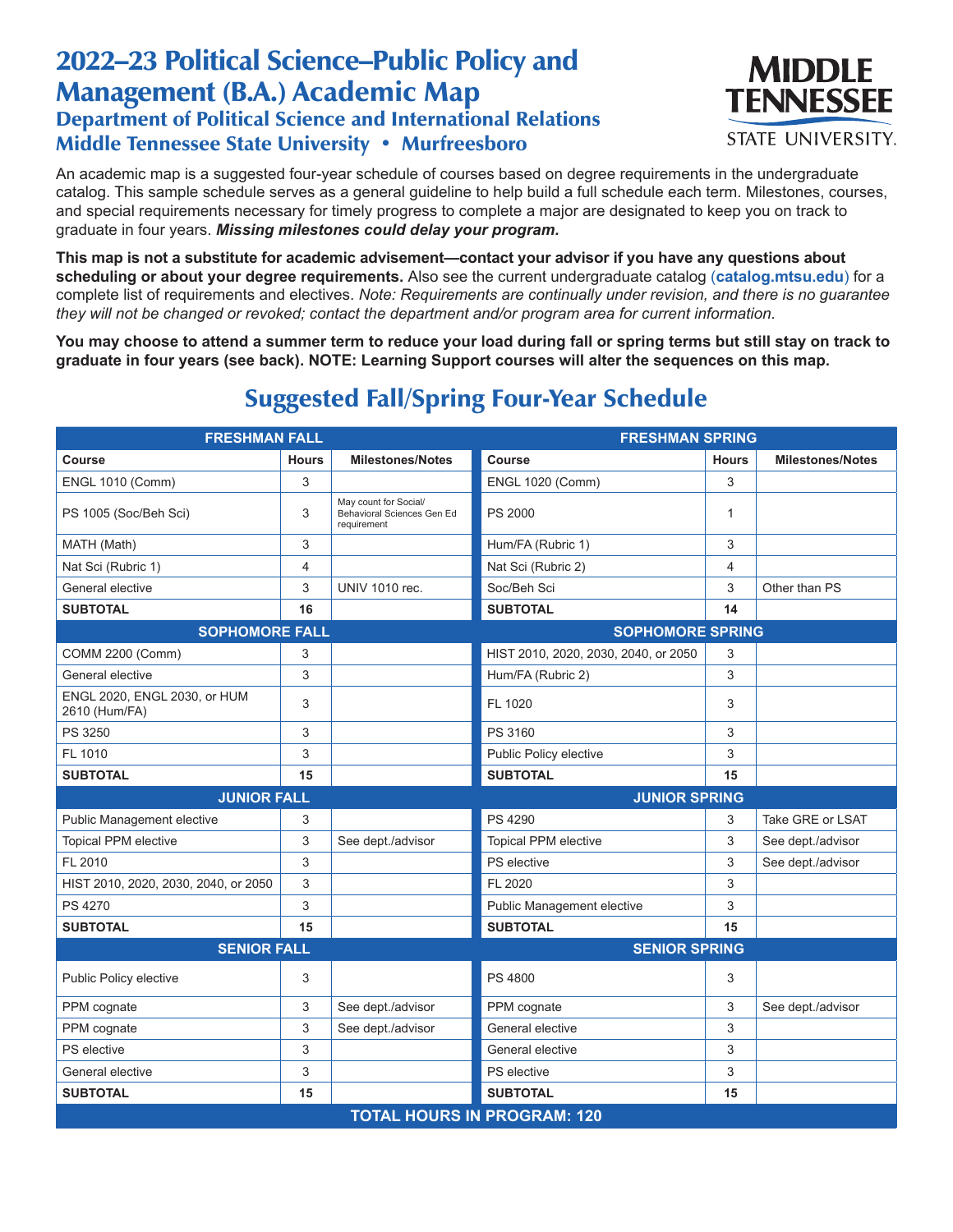# 2022–23 Political Science–Public Policy and Management (B.A.) Academic Map

## Department of Political Science and International Relations

## Middle Tennessee State University • Murfreesboro

MIDDLE TENNESSEE STATE UNIVERSITY.

An academic map is a suggested four-year schedule of courses based on degree requirements in the undergraduate catalog. This sample schedule serves as a general guideline to help build a full schedule each term. Milestones, courses, and special requirements necessary for timely progress to complete a major are designated to keep you on track to graduate in four years. ***Missing milestones could delay your program.***

**This map is not a substitute for academic advisement—contact your advisor if you have any questions about scheduling or about your degree requirements.** Also see the current undergraduate catalog (**catalog.mtsu.edu**) for a complete list of requirements and electives. *Note: Requirements are continually under revision, and there is no guarantee they will not be changed or revoked; contact the department and/or program area for current information.*

**You may choose to attend a summer term to reduce your load during fall or spring terms but still stay on track to graduate in four years (see back). NOTE: Learning Support courses will alter the sequences on this map.**

## Suggested Fall/Spring Four-Year Schedule

| FRESHMAN FALL | | | FRESHMAN SPRING | | |
|---|---|---|---|---|---|
| **Course** | **Hours** | **Milestones/Notes** | **Course** | **Hours** | **Milestones/Notes** |
| ENGL 1010 (Comm) | 3 | | ENGL 1020 (Comm) | 3 | |
| PS 1005 (Soc/Beh Sci) | 3 | May count for Social/ Behavioral Sciences Gen Ed requirement | PS 2000 | 1 | |
| MATH (Math) | 3 | | Hum/FA (Rubric 1) | 3 | |
| Nat Sci (Rubric 1) | 4 | | Nat Sci (Rubric 2) | 4 | |
| General elective | 3 | UNIV 1010 rec. | Soc/Beh Sci | 3 | Other than PS |
| **SUBTOTAL** | **16** | | **SUBTOTAL** | **14** | |
| **SOPHOMORE FALL** | | | **SOPHOMORE SPRING** | | |
| COMM 2200 (Comm) | 3 | | HIST 2010, 2020, 2030, 2040, or 2050 | 3 | |
| General elective | 3 | | Hum/FA (Rubric 2) | 3 | |
| ENGL 2020, ENGL 2030, or HUM 2610 (Hum/FA) | 3 | | FL 1020 | 3 | |
| PS 3250 | 3 | | PS 3160 | 3 | |
| FL 1010 | 3 | | Public Policy elective | 3 | |
| **SUBTOTAL** | **15** | | **SUBTOTAL** | **15** | |
| **JUNIOR FALL** | | | **JUNIOR SPRING** | | |
| Public Management elective | 3 | | PS 4290 | 3 | Take GRE or LSAT |
| Topical PPM elective | 3 | See dept./advisor | Topical PPM elective | 3 | See dept./advisor |
| FL 2010 | 3 | | PS elective | 3 | See dept./advisor |
| HIST 2010, 2020, 2030, 2040, or 2050 | 3 | | FL 2020 | 3 | |
| PS 4270 | 3 | | Public Management elective | 3 | |
| **SUBTOTAL** | **15** | | **SUBTOTAL** | **15** | |
| **SENIOR FALL** | | | **SENIOR SPRING** | | |
| Public Policy elective | 3 | | PS 4800 | 3 | |
| PPM cognate | 3 | See dept./advisor | PPM cognate | 3 | See dept./advisor |
| PPM cognate | 3 | See dept./advisor | General elective | 3 | |
| PS elective | 3 | | General elective | 3 | |
| General elective | 3 | | PS elective | 3 | |
| **SUBTOTAL** | **15** | | **SUBTOTAL** | **15** | |
| **TOTAL HOURS IN PROGRAM: 120** | | | | | |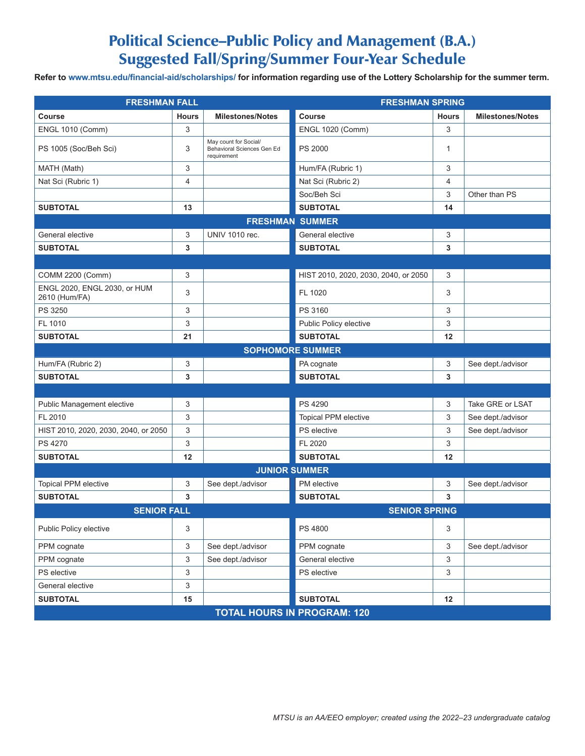# Political Science–Public Policy and Management (B.A.)
# Suggested Fall/Spring/Summer Four-Year Schedule

**Refer to www.mtsu.edu/financial-aid/scholarships/ for information regarding use of the Lottery Scholarship for the summer term.**

| FRESHMAN FALL | | | FRESHMAN SPRING | | |
|---|---|---|---|---|---|
| **Course** | **Hours** | **Milestones/Notes** | **Course** | **Hours** | **Milestones/Notes** |
| ENGL 1010 (Comm) | 3 | | ENGL 1020 (Comm) | 3 | |
| PS 1005 (Soc/Beh Sci) | 3 | May count for Social/ Behavioral Sciences Gen Ed requirement | PS 2000 | 1 | |
| MATH (Math) | 3 | | Hum/FA (Rubric 1) | 3 | |
| Nat Sci (Rubric 1) | 4 | | Nat Sci (Rubric 2) | 4 | |
| | | | Soc/Beh Sci | 3 | Other than PS |
| **SUBTOTAL** | **13** | | **SUBTOTAL** | **14** | |
| **FRESHMAN SUMMER** | | | | | |
| General elective | 3 | UNIV 1010 rec. | General elective | 3 | |
| **SUBTOTAL** | **3** | | **SUBTOTAL** | **3** | |
| | | | | | |
| COMM 2200 (Comm) | 3 | | HIST 2010, 2020, 2030, 2040, or 2050 | 3 | |
| ENGL 2020, ENGL 2030, or HUM 2610 (Hum/FA) | 3 | | FL 1020 | 3 | |
| PS 3250 | 3 | | PS 3160 | 3 | |
| FL 1010 | 3 | | Public Policy elective | 3 | |
| **SUBTOTAL** | **21** | | **SUBTOTAL** | **12** | |
| **SOPHOMORE SUMMER** | | | | | |
| Hum/FA (Rubric 2) | 3 | | PA cognate | 3 | See dept./advisor |
| **SUBTOTAL** | **3** | | **SUBTOTAL** | **3** | |
| | | | | | |
| Public Management elective | 3 | | PS 4290 | 3 | Take GRE or LSAT |
| FL 2010 | 3 | | Topical PPM elective | 3 | See dept./advisor |
| HIST 2010, 2020, 2030, 2040, or 2050 | 3 | | PS elective | 3 | See dept./advisor |
| PS 4270 | 3 | | FL 2020 | 3 | |
| **SUBTOTAL** | **12** | | **SUBTOTAL** | **12** | |
| **JUNIOR SUMMER** | | | | | |
| Topical PPM elective | 3 | See dept./advisor | PM elective | 3 | See dept./advisor |
| **SUBTOTAL** | **3** | | **SUBTOTAL** | **3** | |
| **SENIOR FALL** | | | **SENIOR SPRING** | | |
| Public Policy elective | 3 | | PS 4800 | 3 | |
| PPM cognate | 3 | See dept./advisor | PPM cognate | 3 | See dept./advisor |
| PPM cognate | 3 | See dept./advisor | General elective | 3 | |
| PS elective | 3 | | PS elective | 3 | |
| General elective | 3 | | | | |
| **SUBTOTAL** | **15** | | **SUBTOTAL** | **12** | |
| **TOTAL HOURS IN PROGRAM: 120** | | | | | |

*MTSU is an AA/EEO employer; created using the 2022–23 undergraduate catalog*